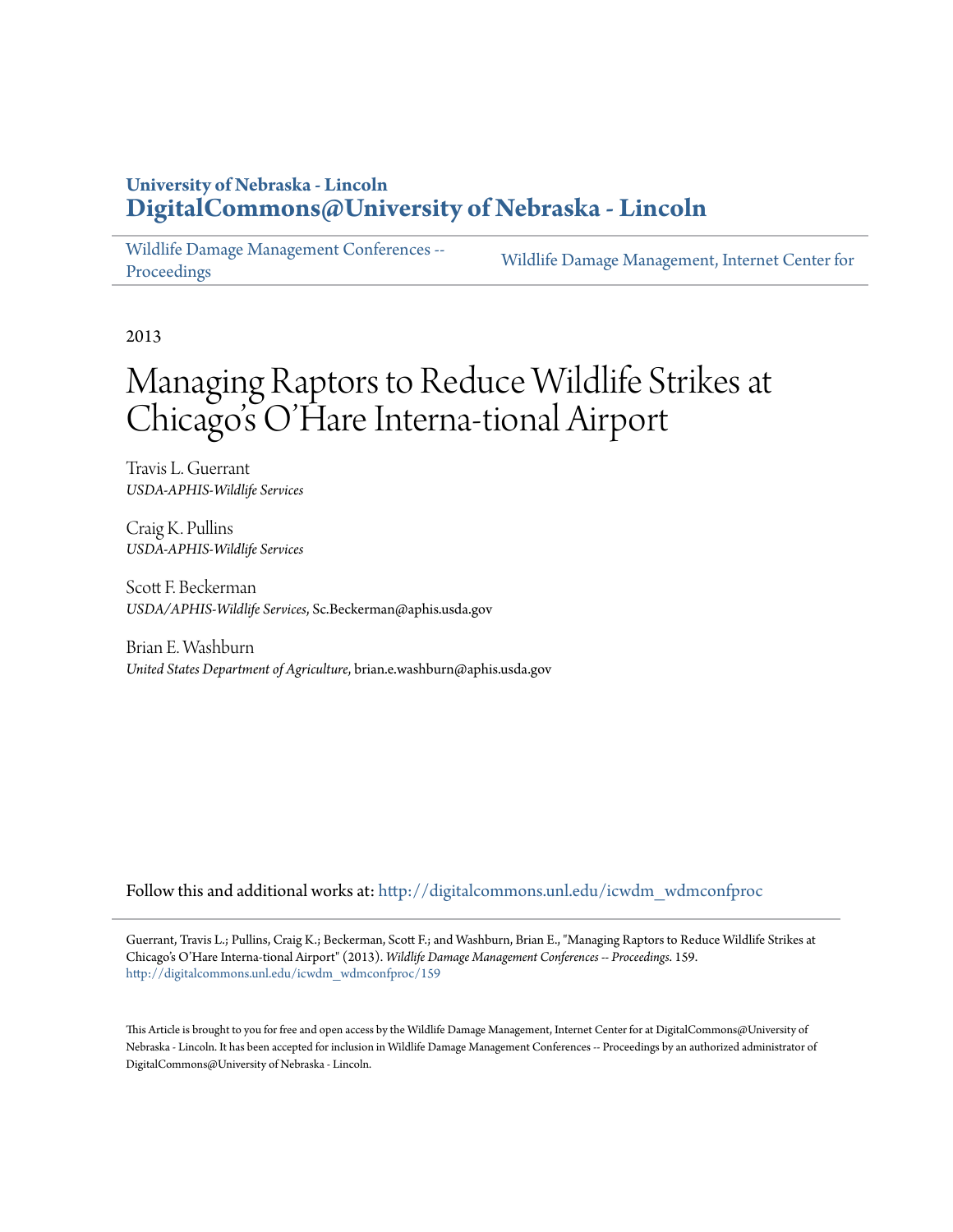University of Nebraska - Lincoln
**DigitalCommons@University of Nebraska - Lincoln**

Wildlife Damage Management Conferences -- Proceedings | Wildlife Damage Management, Internet Center for

2013

# Managing Raptors to Reduce Wildlife Strikes at Chicago's O'Hare Interna-tional Airport

Travis L. Guerrant
*USDA-APHIS-Wildlife Services*

Craig K. Pullins
*USDA-APHIS-Wildlife Services*

Scott F. Beckerman
*USDA/APHIS-Wildlife Services*, Sc.Beckerman@aphis.usda.gov

Brian E. Washburn
*United States Department of Agriculture*, brian.e.washburn@aphis.usda.gov

Follow this and additional works at: http://digitalcommons.unl.edu/icwdm_wdmconfproc

Guerrant, Travis L.; Pullins, Craig K.; Beckerman, Scott F.; and Washburn, Brian E., "Managing Raptors to Reduce Wildlife Strikes at Chicago's O'Hare Interna-tional Airport" (2013). *Wildlife Damage Management Conferences -- Proceedings*. 159.
http://digitalcommons.unl.edu/icwdm_wdmconfproc/159

This Article is brought to you for free and open access by the Wildlife Damage Management, Internet Center for at DigitalCommons@University of Nebraska - Lincoln. It has been accepted for inclusion in Wildlife Damage Management Conferences -- Proceedings by an authorized administrator of DigitalCommons@University of Nebraska - Lincoln.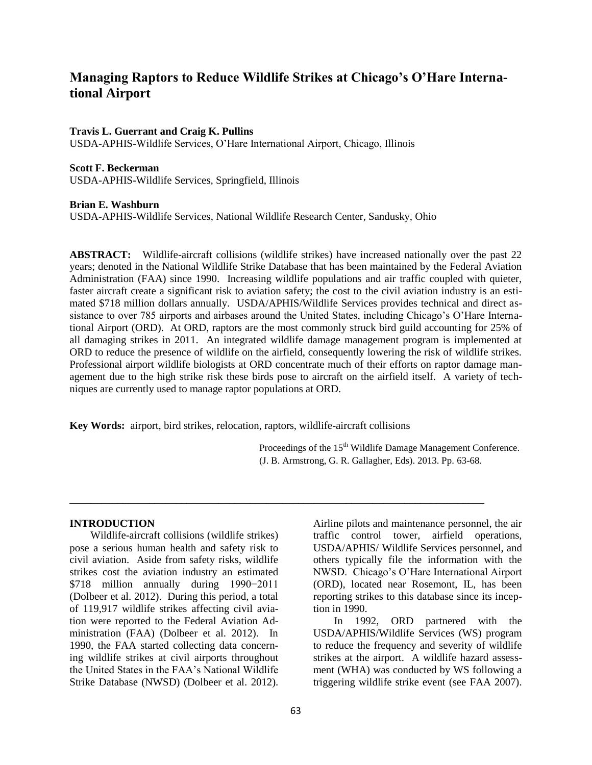# Managing Raptors to Reduce Wildlife Strikes at Chicago's O'Hare International Airport

**Travis L. Guerrant and Craig K. Pullins**
USDA-APHIS-Wildlife Services, O'Hare International Airport, Chicago, Illinois

**Scott F. Beckerman**
USDA-APHIS-Wildlife Services, Springfield, Illinois

**Brian E. Washburn**
USDA-APHIS-Wildlife Services, National Wildlife Research Center, Sandusky, Ohio

**ABSTRACT:** Wildlife-aircraft collisions (wildlife strikes) have increased nationally over the past 22 years; denoted in the National Wildlife Strike Database that has been maintained by the Federal Aviation Administration (FAA) since 1990. Increasing wildlife populations and air traffic coupled with quieter, faster aircraft create a significant risk to aviation safety; the cost to the civil aviation industry is an estimated \$718 million dollars annually. USDA/APHIS/Wildlife Services provides technical and direct assistance to over 785 airports and airbases around the United States, including Chicago's O'Hare International Airport (ORD). At ORD, raptors are the most commonly struck bird guild accounting for 25% of all damaging strikes in 2011. An integrated wildlife damage management program is implemented at ORD to reduce the presence of wildlife on the airfield, consequently lowering the risk of wildlife strikes. Professional airport wildlife biologists at ORD concentrate much of their efforts on raptor damage management due to the high strike risk these birds pose to aircraft on the airfield itself. A variety of techniques are currently used to manage raptor populations at ORD.

**Key Words:** airport, bird strikes, relocation, raptors, wildlife-aircraft collisions

Proceedings of the 15th Wildlife Damage Management Conference. (J. B. Armstrong, G. R. Gallagher, Eds). 2013. Pp. 63-68.

---

## INTRODUCTION

Wildlife-aircraft collisions (wildlife strikes) pose a serious human health and safety risk to civil aviation. Aside from safety risks, wildlife strikes cost the aviation industry an estimated \$718 million annually during 1990−2011 (Dolbeer et al. 2012). During this period, a total of 119,917 wildlife strikes affecting civil aviation were reported to the Federal Aviation Administration (FAA) (Dolbeer et al. 2012). In 1990, the FAA started collecting data concerning wildlife strikes at civil airports throughout the United States in the FAA's National Wildlife Strike Database (NWSD) (Dolbeer et al. 2012). Airline pilots and maintenance personnel, the air traffic control tower, airfield operations, USDA/APHIS/ Wildlife Services personnel, and others typically file the information with the NWSD. Chicago's O'Hare International Airport (ORD), located near Rosemont, IL, has been reporting strikes to this database since its inception in 1990.

In 1992, ORD partnered with the USDA/APHIS/Wildlife Services (WS) program to reduce the frequency and severity of wildlife strikes at the airport. A wildlife hazard assessment (WHA) was conducted by WS following a triggering wildlife strike event (see FAA 2007).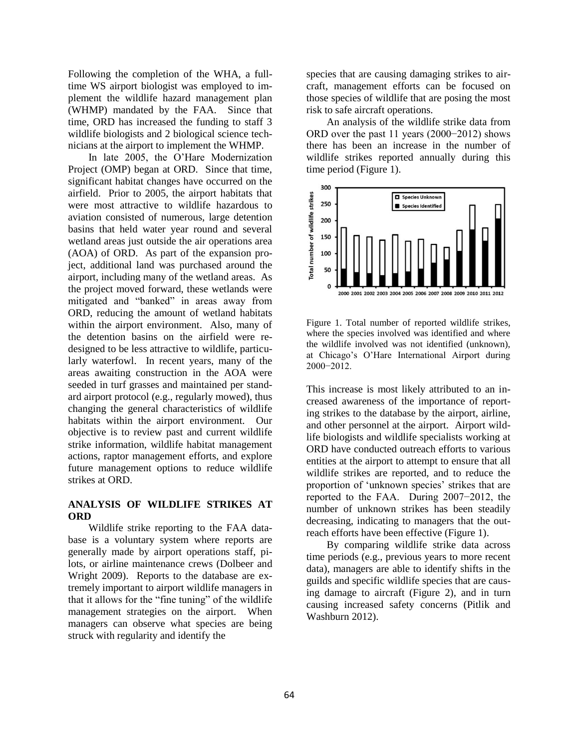Following the completion of the WHA, a full-time WS airport biologist was employed to implement the wildlife hazard management plan (WHMP) mandated by the FAA. Since that time, ORD has increased the funding to staff 3 wildlife biologists and 2 biological science technicians at the airport to implement the WHMP.

In late 2005, the O'Hare Modernization Project (OMP) began at ORD. Since that time, significant habitat changes have occurred on the airfield. Prior to 2005, the airport habitats that were most attractive to wildlife hazardous to aviation consisted of numerous, large detention basins that held water year round and several wetland areas just outside the air operations area (AOA) of ORD. As part of the expansion project, additional land was purchased around the airport, including many of the wetland areas. As the project moved forward, these wetlands were mitigated and "banked" in areas away from ORD, reducing the amount of wetland habitats within the airport environment. Also, many of the detention basins on the airfield were redesigned to be less attractive to wildlife, particularly waterfowl. In recent years, many of the areas awaiting construction in the AOA were seeded in turf grasses and maintained per standard airport protocol (e.g., regularly mowed), thus changing the general characteristics of wildlife habitats within the airport environment. Our objective is to review past and current wildlife strike information, wildlife habitat management actions, raptor management efforts, and explore future management options to reduce wildlife strikes at ORD.

## ANALYSIS OF WILDLIFE STRIKES AT ORD

Wildlife strike reporting to the FAA database is a voluntary system where reports are generally made by airport operations staff, pilots, or airline maintenance crews (Dolbeer and Wright 2009). Reports to the database are extremely important to airport wildlife managers in that it allows for the "fine tuning" of the wildlife management strategies on the airport. When managers can observe what species are being struck with regularity and identify the species that are causing damaging strikes to aircraft, management efforts can be focused on those species of wildlife that are posing the most risk to safe aircraft operations.

An analysis of the wildlife strike data from ORD over the past 11 years (2000−2012) shows there has been an increase in the number of wildlife strikes reported annually during this time period (Figure 1).

Figure 1. Total number of reported wildlife strikes, where the species involved was identified and where the wildlife involved was not identified (unknown), at Chicago's O'Hare International Airport during 2000−2012.

This increase is most likely attributed to an increased awareness of the importance of reporting strikes to the database by the airport, airline, and other personnel at the airport. Airport wildlife biologists and wildlife specialists working at ORD have conducted outreach efforts to various entities at the airport to attempt to ensure that all wildlife strikes are reported, and to reduce the proportion of 'unknown species' strikes that are reported to the FAA. During 2007−2012, the number of unknown strikes has been steadily decreasing, indicating to managers that the outreach efforts have been effective (Figure 1).

By comparing wildlife strike data across time periods (e.g., previous years to more recent data), managers are able to identify shifts in the guilds and specific wildlife species that are causing damage to aircraft (Figure 2), and in turn causing increased safety concerns (Pitlik and Washburn 2012).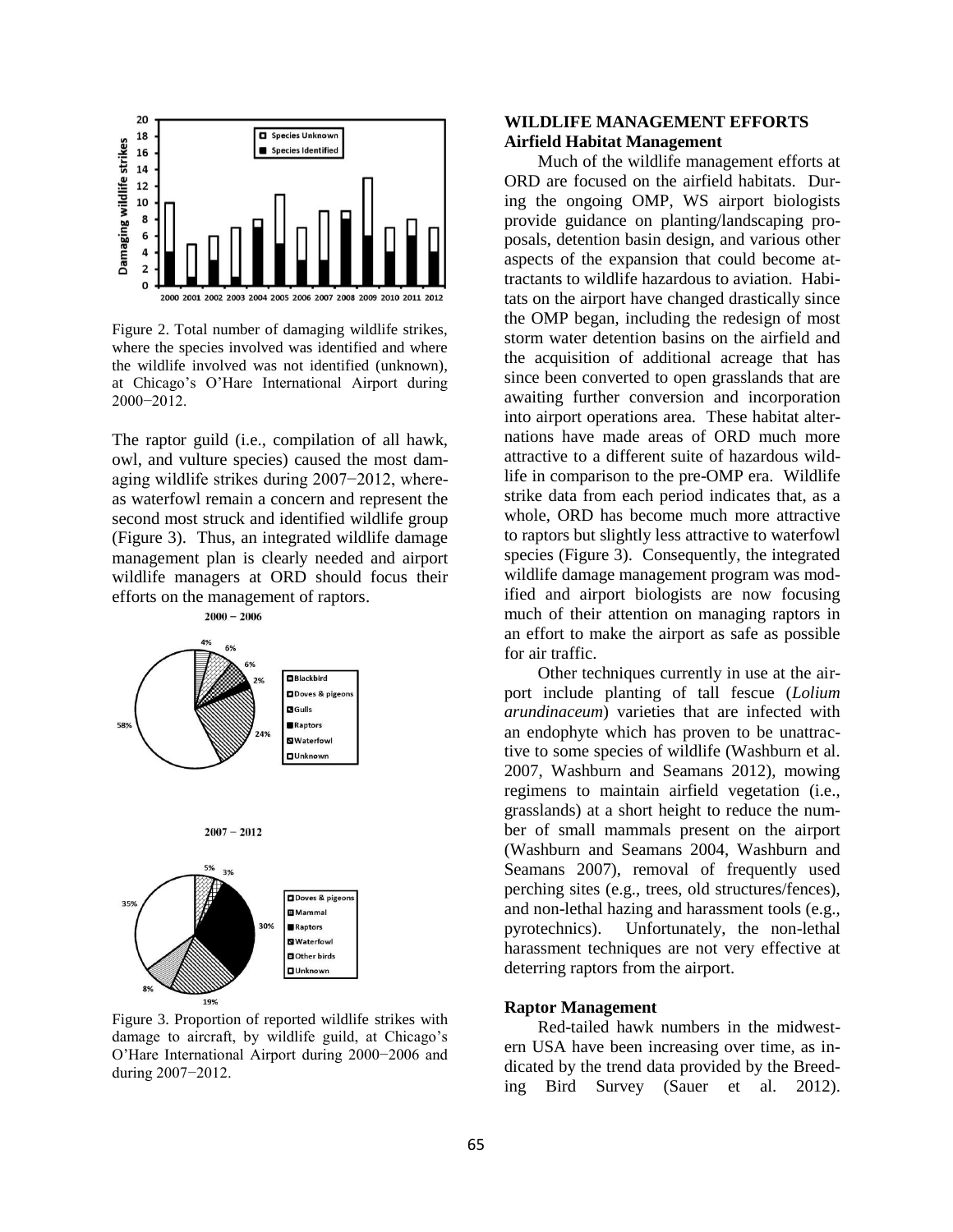Figure 2. Total number of damaging wildlife strikes, where the species involved was identified and where the wildlife involved was not identified (unknown), at Chicago's O'Hare International Airport during 2000−2012.

The raptor guild (i.e., compilation of all hawk, owl, and vulture species) caused the most damaging wildlife strikes during 2007−2012, whereas waterfowl remain a concern and represent the second most struck and identified wildlife group (Figure 3). Thus, an integrated wildlife damage management plan is clearly needed and airport wildlife managers at ORD should focus their efforts on the management of raptors.

Figure 3. Proportion of reported wildlife strikes with damage to aircraft, by wildlife guild, at Chicago's O'Hare International Airport during 2000−2006 and during 2007−2012.

## WILDLIFE MANAGEMENT EFFORTS

### Airfield Habitat Management

Much of the wildlife management efforts at ORD are focused on the airfield habitats. During the ongoing OMP, WS airport biologists provide guidance on planting/landscaping proposals, detention basin design, and various other aspects of the expansion that could become attractants to wildlife hazardous to aviation. Habitats on the airport have changed drastically since the OMP began, including the redesign of most storm water detention basins on the airfield and the acquisition of additional acreage that has since been converted to open grasslands that are awaiting further conversion and incorporation into airport operations area. These habitat alternations have made areas of ORD much more attractive to a different suite of hazardous wildlife in comparison to the pre-OMP era. Wildlife strike data from each period indicates that, as a whole, ORD has become much more attractive to raptors but slightly less attractive to waterfowl species (Figure 3). Consequently, the integrated wildlife damage management program was modified and airport biologists are now focusing much of their attention on managing raptors in an effort to make the airport as safe as possible for air traffic.

Other techniques currently in use at the airport include planting of tall fescue (*Lolium arundinaceum*) varieties that are infected with an endophyte which has proven to be unattractive to some species of wildlife (Washburn et al. 2007, Washburn and Seamans 2012), mowing regimens to maintain airfield vegetation (i.e., grasslands) at a short height to reduce the number of small mammals present on the airport (Washburn and Seamans 2004, Washburn and Seamans 2007), removal of frequently used perching sites (e.g., trees, old structures/fences), and non-lethal hazing and harassment tools (e.g., pyrotechnics). Unfortunately, the non-lethal harassment techniques are not very effective at deterring raptors from the airport.

### Raptor Management

Red-tailed hawk numbers in the midwestern USA have been increasing over time, as indicated by the trend data provided by the Breeding Bird Survey (Sauer et al. 2012).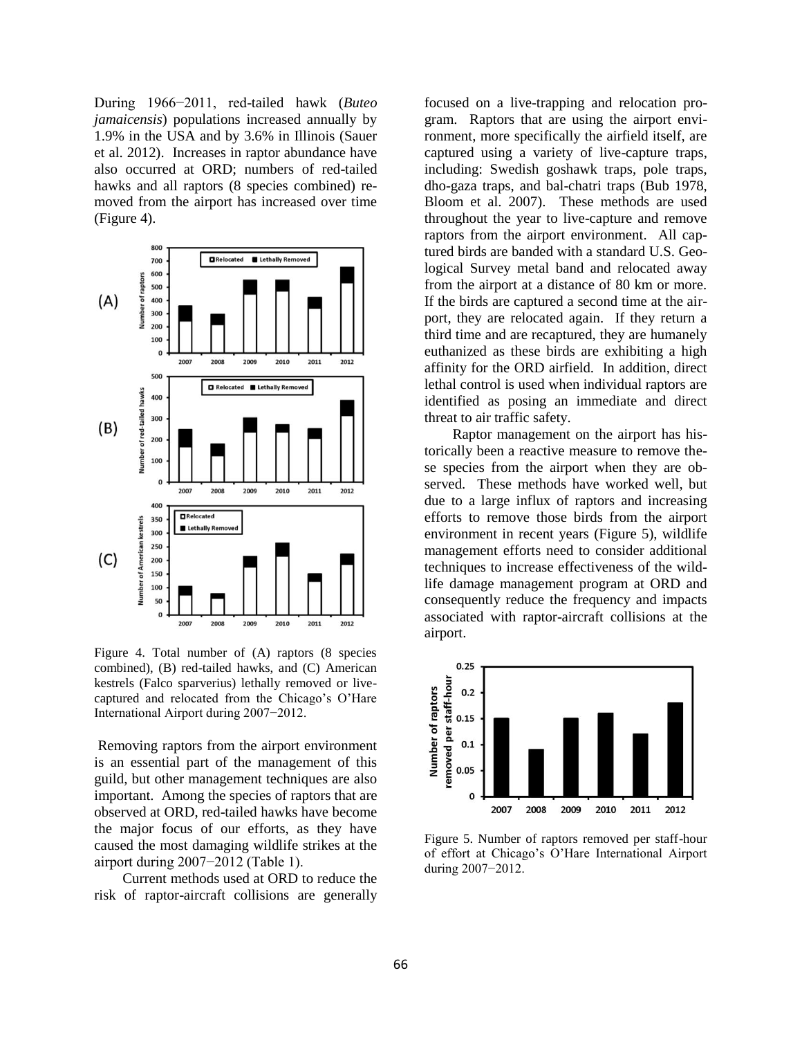During 1966−2011, red-tailed hawk (*Buteo jamaicensis*) populations increased annually by 1.9% in the USA and by 3.6% in Illinois (Sauer et al. 2012). Increases in raptor abundance have also occurred at ORD; numbers of red-tailed hawks and all raptors (8 species combined) removed from the airport has increased over time (Figure 4).

Figure 4. Total number of (A) raptors (8 species combined), (B) red-tailed hawks, and (C) American kestrels (Falco sparverius) lethally removed or live-captured and relocated from the Chicago's O'Hare International Airport during 2007−2012.

Removing raptors from the airport environment is an essential part of the management of this guild, but other management techniques are also important. Among the species of raptors that are observed at ORD, red-tailed hawks have become the major focus of our efforts, as they have caused the most damaging wildlife strikes at the airport during 2007−2012 (Table 1).

Current methods used at ORD to reduce the risk of raptor-aircraft collisions are generally focused on a live-trapping and relocation program. Raptors that are using the airport environment, more specifically the airfield itself, are captured using a variety of live-capture traps, including: Swedish goshawk traps, pole traps, dho-gaza traps, and bal-chatri traps (Bub 1978, Bloom et al. 2007). These methods are used throughout the year to live-capture and remove raptors from the airport environment. All captured birds are banded with a standard U.S. Geological Survey metal band and relocated away from the airport at a distance of 80 km or more. If the birds are captured a second time at the airport, they are relocated again. If they return a third time and are recaptured, they are humanely euthanized as these birds are exhibiting a high affinity for the ORD airfield. In addition, direct lethal control is used when individual raptors are identified as posing an immediate and direct threat to air traffic safety.

Raptor management on the airport has historically been a reactive measure to remove these species from the airport when they are observed. These methods have worked well, but due to a large influx of raptors and increasing efforts to remove those birds from the airport environment in recent years (Figure 5), wildlife management efforts need to consider additional techniques to increase effectiveness of the wildlife damage management program at ORD and consequently reduce the frequency and impacts associated with raptor-aircraft collisions at the airport.

Figure 5. Number of raptors removed per staff-hour of effort at Chicago's O'Hare International Airport during 2007−2012.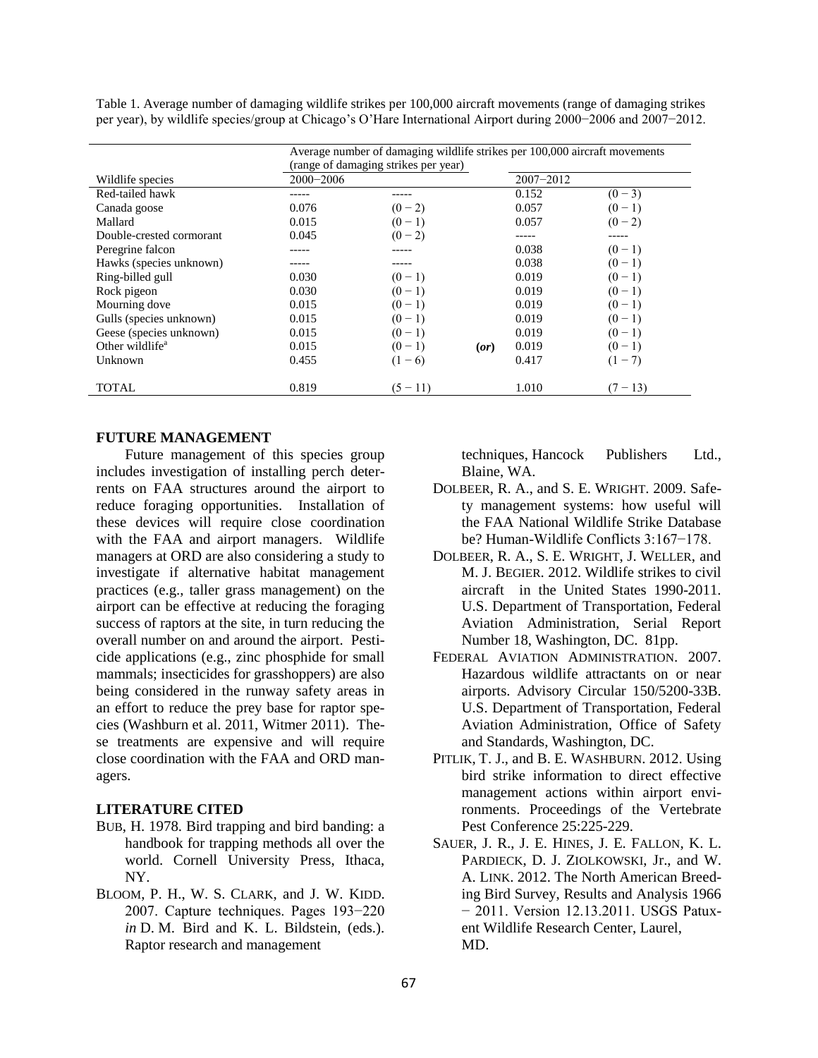Table 1. Average number of damaging wildlife strikes per 100,000 aircraft movements (range of damaging strikes per year), by wildlife species/group at Chicago's O'Hare International Airport during 2000−2006 and 2007−2012.

| Wildlife species | Average number of damaging wildlife strikes per 100,000 aircraft movements (range of damaging strikes per year) | | | | |
|---|---|---|---|---|---|
| | 2000−2006 | | | 2007−2012 | |
| Red-tailed hawk | ----- | ----- | | 0.152 | (0 − 3) |
| Canada goose | 0.076 | (0 − 2) | | 0.057 | (0 − 1) |
| Mallard | 0.015 | (0 − 1) | | 0.057 | (0 − 2) |
| Double-crested cormorant | 0.045 | (0 − 2) | | ----- | ----- |
| Peregrine falcon | ----- | ----- | | 0.038 | (0 − 1) |
| Hawks (species unknown) | ----- | ----- | | 0.038 | (0 − 1) |
| Ring-billed gull | 0.030 | (0 − 1) | | 0.019 | (0 − 1) |
| Rock pigeon | 0.030 | (0 − 1) | | 0.019 | (0 − 1) |
| Mourning dove | 0.015 | (0 − 1) | | 0.019 | (0 − 1) |
| Gulls (species unknown) | 0.015 | (0 − 1) | | 0.019 | (0 − 1) |
| Geese (species unknown) | 0.015 | (0 − 1) | | 0.019 | (0 − 1) |
| Other wildlife[a] | 0.015 | (0 − 1) | ***(or)*** | 0.019 | (0 − 1) |
| Unknown | 0.455 | (1 − 6) | | 0.417 | (1 − 7) |
| TOTAL | 0.819 | (5 − 11) | | 1.010 | (7 − 13) |

## FUTURE MANAGEMENT

Future management of this species group includes investigation of installing perch deterrents on FAA structures around the airport to reduce foraging opportunities. Installation of these devices will require close coordination with the FAA and airport managers. Wildlife managers at ORD are also considering a study to investigate if alternative habitat management practices (e.g., taller grass management) on the airport can be effective at reducing the foraging success of raptors at the site, in turn reducing the overall number on and around the airport. Pesticide applications (e.g., zinc phosphide for small mammals; insecticides for grasshoppers) are also being considered in the runway safety areas in an effort to reduce the prey base for raptor species (Washburn et al. 2011, Witmer 2011). These treatments are expensive and will require close coordination with the FAA and ORD managers.

## LITERATURE CITED

- BUB, H. 1978. Bird trapping and bird banding: a handbook for trapping methods all over the world. Cornell University Press, Ithaca, NY.
- BLOOM, P. H., W. S. CLARK, and J. W. KIDD. 2007. Capture techniques. Pages 193−220 *in* D. M. Bird and K. L. Bildstein, (eds.). Raptor research and management techniques, Hancock Publishers Ltd., Blaine, WA.
- DOLBEER, R. A., and S. E. WRIGHT. 2009. Safety management systems: how useful will the FAA National Wildlife Strike Database be? Human-Wildlife Conflicts 3:167−178.
- DOLBEER, R. A., S. E. WRIGHT, J. WELLER, and M. J. BEGIER. 2012. Wildlife strikes to civil aircraft in the United States 1990-2011. U.S. Department of Transportation, Federal Aviation Administration, Serial Report Number 18, Washington, DC. 81pp.
- FEDERAL AVIATION ADMINISTRATION. 2007. Hazardous wildlife attractants on or near airports. Advisory Circular 150/5200-33B. U.S. Department of Transportation, Federal Aviation Administration, Office of Safety and Standards, Washington, DC.
- PITLIK, T. J., and B. E. WASHBURN. 2012. Using bird strike information to direct effective management actions within airport environments. Proceedings of the Vertebrate Pest Conference 25:225-229.
- SAUER, J. R., J. E. HINES, J. E. FALLON, K. L. PARDIECK, D. J. ZIOLKOWSKI, Jr., and W. A. LINK. 2012. The North American Breeding Bird Survey, Results and Analysis 1966 − 2011. Version 12.13.2011. USGS Patuxent Wildlife Research Center, Laurel, MD.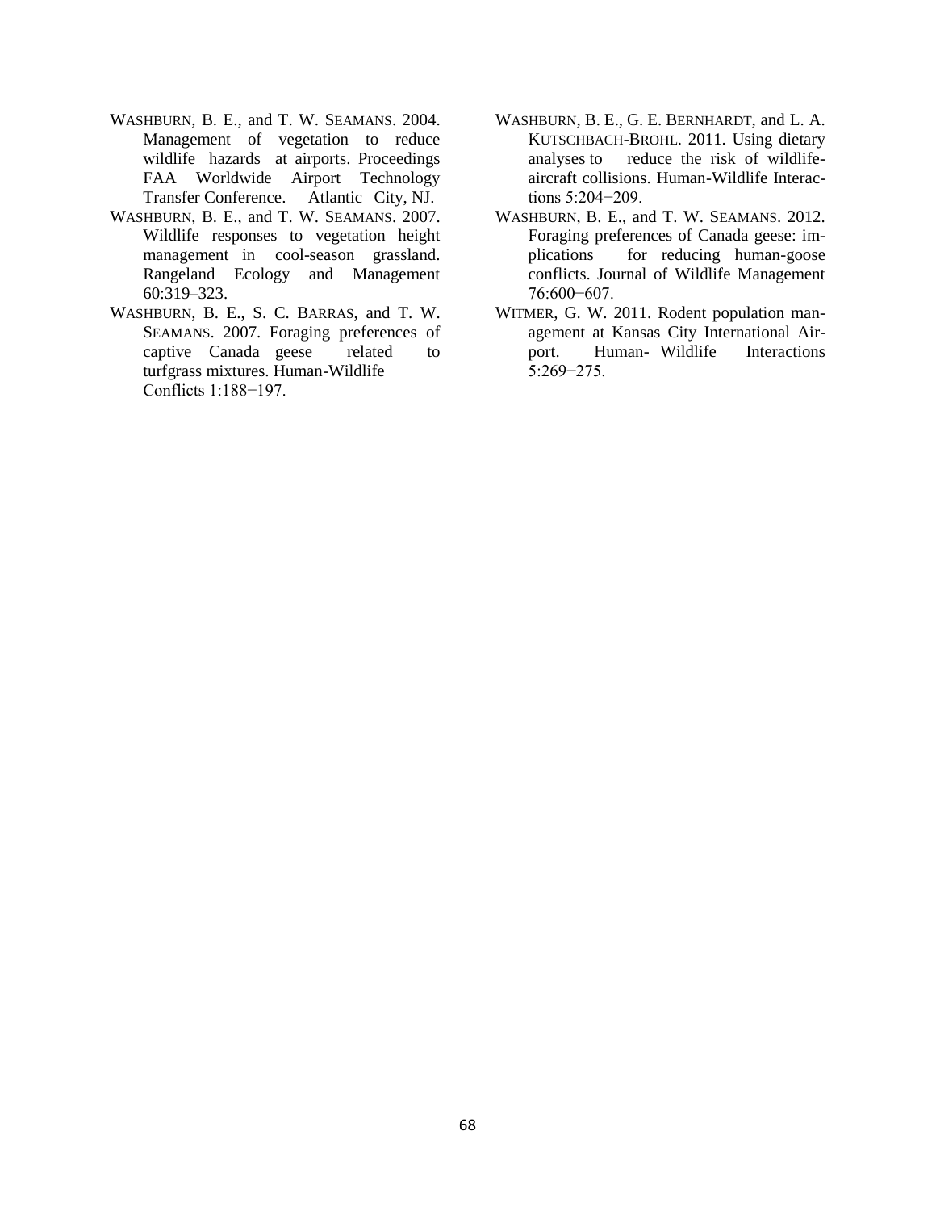WASHBURN, B. E., and T. W. SEAMANS. 2004. Management of vegetation to reduce wildlife hazards at airports. Proceedings FAA Worldwide Airport Technology Transfer Conference. Atlantic City, NJ.

WASHBURN, B. E., and T. W. SEAMANS. 2007. Wildlife responses to vegetation height management in cool-season grassland. Rangeland Ecology and Management 60:319–323.

WASHBURN, B. E., S. C. BARRAS, and T. W. SEAMANS. 2007. Foraging preferences of captive Canada geese related to turfgrass mixtures. Human-Wildlife Conflicts 1:188−197.

WASHBURN, B. E., G. E. BERNHARDT, and L. A. KUTSCHBACH-BROHL. 2011. Using dietary analyses to reduce the risk of wildlife-aircraft collisions. Human-Wildlife Interactions 5:204−209.

WASHBURN, B. E., and T. W. SEAMANS. 2012. Foraging preferences of Canada geese: implications for reducing human-goose conflicts. Journal of Wildlife Management 76:600−607.

WITMER, G. W. 2011. Rodent population management at Kansas City International Airport. Human- Wildlife Interactions 5:269−275.